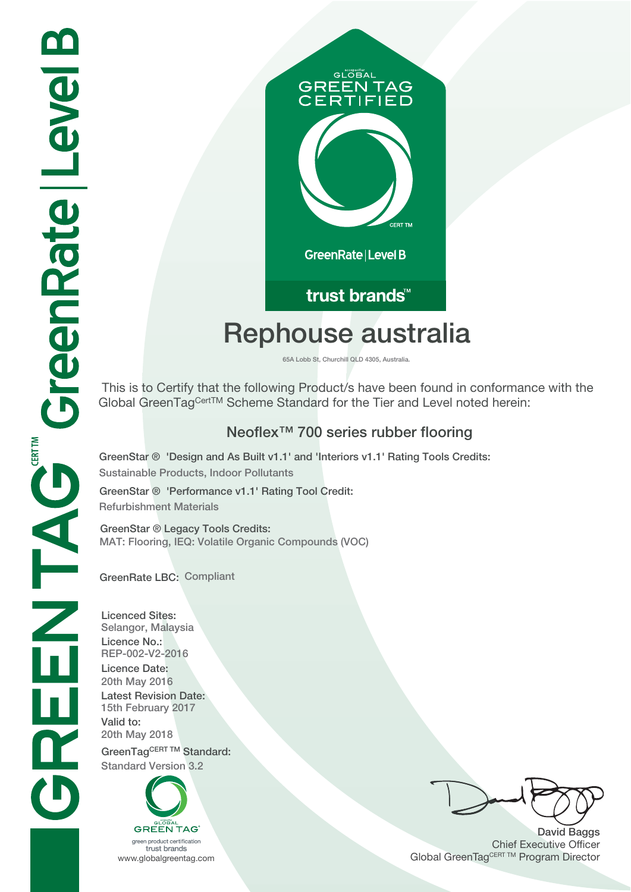GREENTAG CERT TM GreenRate | Level B

GLOBAL GREEN TAG CERTIFIED

CERT TM

GreenRate | Level B

trust brands™

# Rephouse australia

65A Lobb St, Churchill QLD 4305, Australia.

This is to Certify that the following Product/s have been found in conformance with the Global GreenTag[CertTM] Scheme Standard for the Tier and Level noted herein:

## Neoflex™ 700 series rubber flooring

**GreenStar ® 'Design and As Built v1.1' and 'Interiors v1.1' Rating Tools Credits:**
Sustainable Products, Indoor Pollutants

**GreenStar ® 'Performance v1.1' Rating Tool Credit:**
Refurbishment Materials

**GreenStar ® Legacy Tools Credits:**
MAT: Flooring, IEQ: Volatile Organic Compounds (VOC)

**GreenRate LBC:** Compliant

**Licenced Sites:**
Selangor, Malaysia

**Licence No.:**
REP-002-V2-2016

**Licence Date:**
20th May 2016

**Latest Revision Date:**
15th February 2017

**Valid to:**
20th May 2018

**GreenTag[CERT TM] Standard:**
Standard Version 3.2

GLOBAL GREEN TAG
green product certification
trust brands
www.globalgreentag.com

David Baggs
Chief Executive Officer
Global GreenTag[CERT TM] Program Director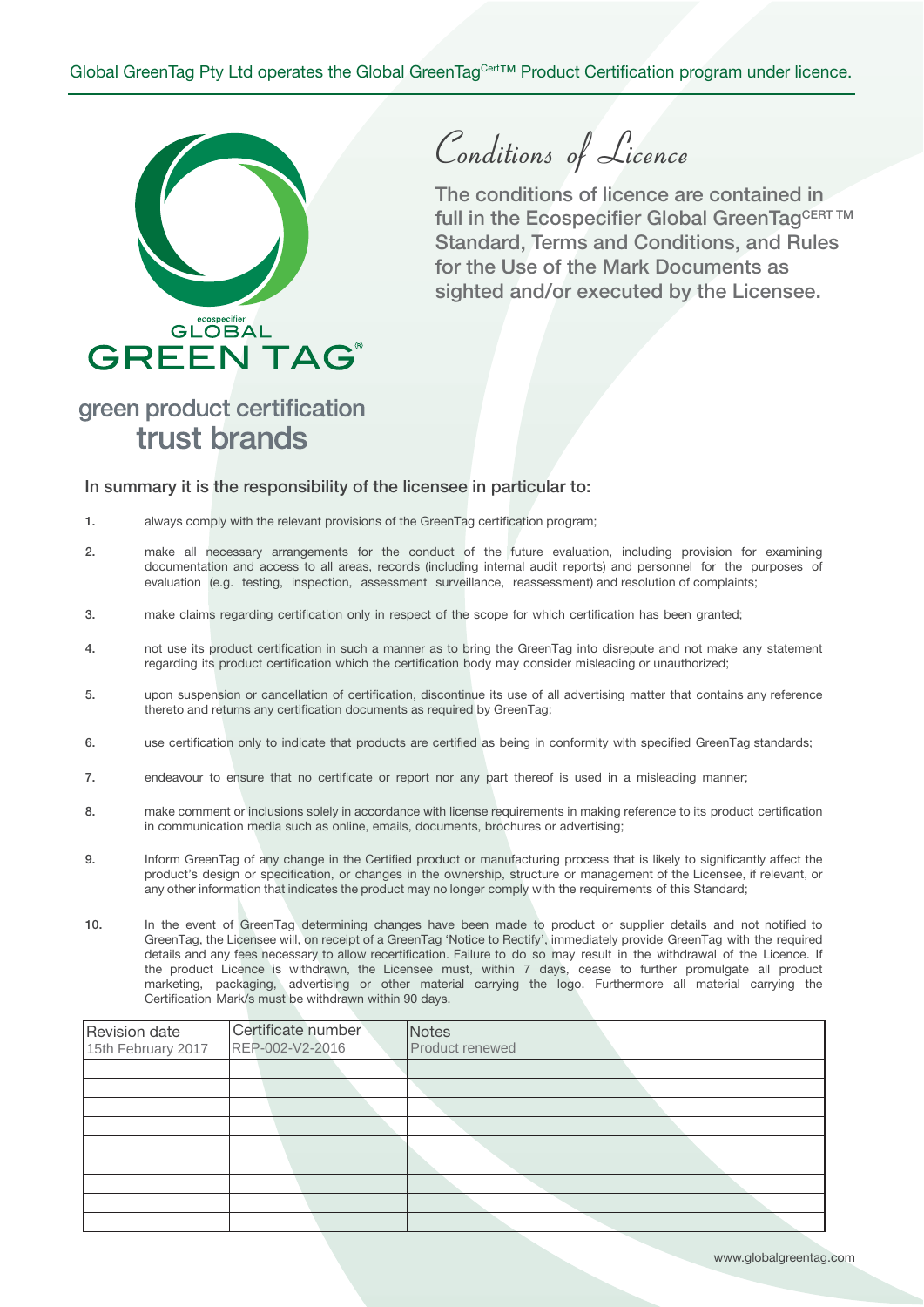Global GreenTag Pty Ltd operates the Global GreenTag[Cert™] Product Certification program under licence.

ecospecifier GLOBAL GREEN TAG®

green product certification
trust brands

# *Conditions of Licence*

**The conditions of licence are contained in full in the Ecospecifier Global GreenTag[CERT TM] Standard, Terms and Conditions, and Rules for the Use of the Mark Documents as sighted and/or executed by the Licensee.**

## In summary it is the responsibility of the licensee in particular to:

1. always comply with the relevant provisions of the GreenTag certification program;
2. make all necessary arrangements for the conduct of the future evaluation, including provision for examining documentation and access to all areas, records (including internal audit reports) and personnel for the purposes of evaluation (e.g. testing, inspection, assessment surveillance, reassessment) and resolution of complaints;
3. make claims regarding certification only in respect of the scope for which certification has been granted;
4. not use its product certification in such a manner as to bring the GreenTag into disrepute and not make any statement regarding its product certification which the certification body may consider misleading or unauthorized;
5. upon suspension or cancellation of certification, discontinue its use of all advertising matter that contains any reference thereto and returns any certification documents as required by GreenTag;
6. use certification only to indicate that products are certified as being in conformity with specified GreenTag standards;
7. endeavour to ensure that no certificate or report nor any part thereof is used in a misleading manner;
8. make comment or inclusions solely in accordance with license requirements in making reference to its product certification in communication media such as online, emails, documents, brochures or advertising;
9. Inform GreenTag of any change in the Certified product or manufacturing process that is likely to significantly affect the product's design or specification, or changes in the ownership, structure or management of the Licensee, if relevant, or any other information that indicates the product may no longer comply with the requirements of this Standard;
10. In the event of GreenTag determining changes have been made to product or supplier details and not notified to GreenTag, the Licensee will, on receipt of a GreenTag 'Notice to Rectify', immediately provide GreenTag with the required details and any fees necessary to allow recertification. Failure to do so may result in the withdrawal of the Licence. If the product Licence is withdrawn, the Licensee must, within 7 days, cease to further promulgate all product marketing, packaging, advertising or other material carrying the logo. Furthermore all material carrying the Certification Mark/s must be withdrawn within 90 days.

| Revision date | Certificate number | Notes |
|---|---|---|
| 15th February 2017 | REP-002-V2-2016 | Product renewed |
| | | |
| | | |
| | | |
| | | |
| | | |
| | | |
| | | |
| | | |
| | | |

www.globalgreentag.com